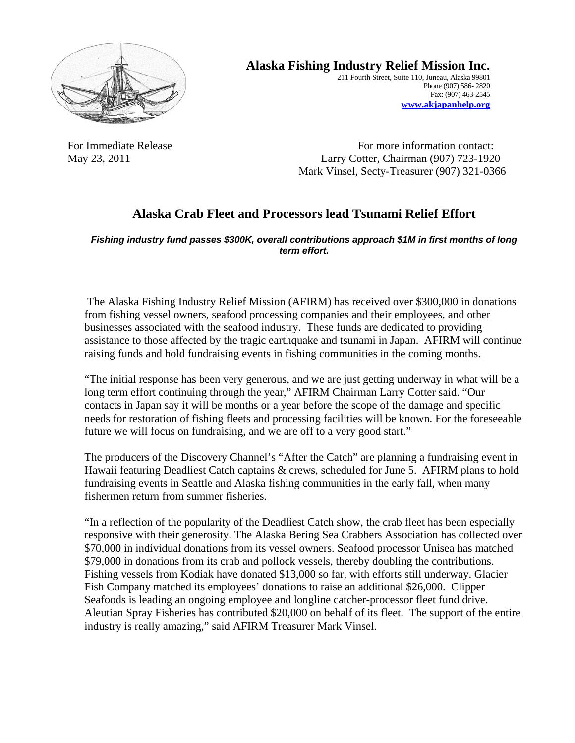**Alaska Fishing Industry Relief Mission Inc.**
211 Fourth Street, Suite 110, Juneau, Alaska 99801
Phone (907) 586- 2820
Fax: (907) 463-2545
**www.akjapanhelp.org**

For Immediate Release
May 23, 2011

For more information contact:
Larry Cotter, Chairman (907) 723-1920
Mark Vinsel, Secty-Treasurer (907) 321-0366

# Alaska Crab Fleet and Processors lead Tsunami Relief Effort

***Fishing industry fund passes $300K, overall contributions approach $1M in first months of long term effort.***

The Alaska Fishing Industry Relief Mission (AFIRM) has received over $300,000 in donations from fishing vessel owners, seafood processing companies and their employees, and other businesses associated with the seafood industry. These funds are dedicated to providing assistance to those affected by the tragic earthquake and tsunami in Japan. AFIRM will continue raising funds and hold fundraising events in fishing communities in the coming months.

"The initial response has been very generous, and we are just getting underway in what will be a long term effort continuing through the year," AFIRM Chairman Larry Cotter said. "Our contacts in Japan say it will be months or a year before the scope of the damage and specific needs for restoration of fishing fleets and processing facilities will be known. For the foreseeable future we will focus on fundraising, and we are off to a very good start."

The producers of the Discovery Channel's "After the Catch" are planning a fundraising event in Hawaii featuring Deadliest Catch captains & crews, scheduled for June 5. AFIRM plans to hold fundraising events in Seattle and Alaska fishing communities in the early fall, when many fishermen return from summer fisheries.

"In a reflection of the popularity of the Deadliest Catch show, the crab fleet has been especially responsive with their generosity. The Alaska Bering Sea Crabbers Association has collected over $70,000 in individual donations from its vessel owners. Seafood processor Unisea has matched $79,000 in donations from its crab and pollock vessels, thereby doubling the contributions. Fishing vessels from Kodiak have donated $13,000 so far, with efforts still underway. Glacier Fish Company matched its employees' donations to raise an additional $26,000. Clipper Seafoods is leading an ongoing employee and longline catcher-processor fleet fund drive. Aleutian Spray Fisheries has contributed $20,000 on behalf of its fleet. The support of the entire industry is really amazing," said AFIRM Treasurer Mark Vinsel.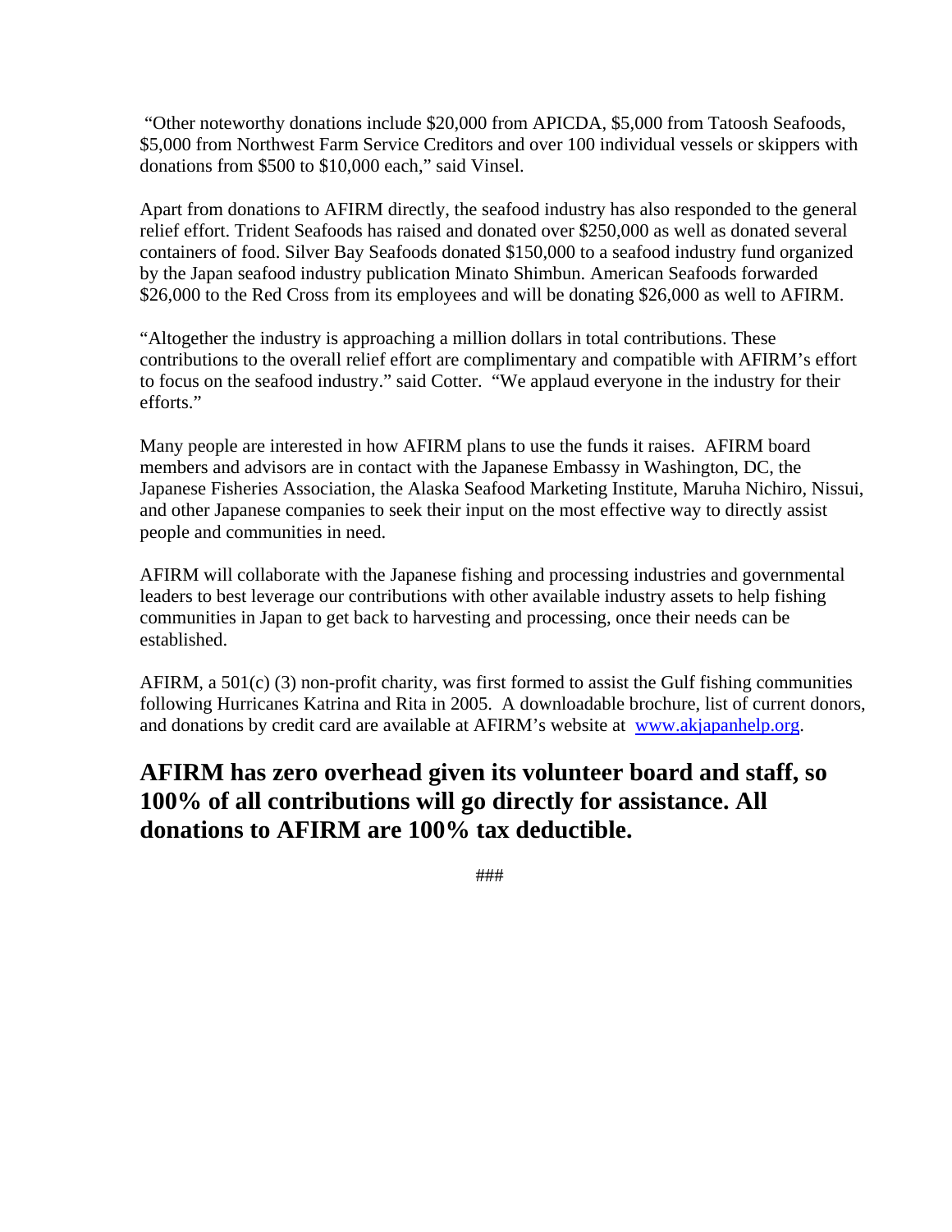"Other noteworthy donations include $20,000 from APICDA, $5,000 from Tatoosh Seafoods, $5,000 from Northwest Farm Service Creditors and over 100 individual vessels or skippers with donations from $500 to $10,000 each," said Vinsel.

Apart from donations to AFIRM directly, the seafood industry has also responded to the general relief effort. Trident Seafoods has raised and donated over $250,000 as well as donated several containers of food. Silver Bay Seafoods donated $150,000 to a seafood industry fund organized by the Japan seafood industry publication Minato Shimbun. American Seafoods forwarded $26,000 to the Red Cross from its employees and will be donating $26,000 as well to AFIRM.

"Altogether the industry is approaching a million dollars in total contributions. These contributions to the overall relief effort are complimentary and compatible with AFIRM's effort to focus on the seafood industry." said Cotter. "We applaud everyone in the industry for their efforts."

Many people are interested in how AFIRM plans to use the funds it raises. AFIRM board members and advisors are in contact with the Japanese Embassy in Washington, DC, the Japanese Fisheries Association, the Alaska Seafood Marketing Institute, Maruha Nichiro, Nissui, and other Japanese companies to seek their input on the most effective way to directly assist people and communities in need.

AFIRM will collaborate with the Japanese fishing and processing industries and governmental leaders to best leverage our contributions with other available industry assets to help fishing communities in Japan to get back to harvesting and processing, once their needs can be established.

AFIRM, a 501(c) (3) non-profit charity, was first formed to assist the Gulf fishing communities following Hurricanes Katrina and Rita in 2005. A downloadable brochure, list of current donors, and donations by credit card are available at AFIRM's website at [www.akjapanhelp.org](http://www.akjapanhelp.org).

## AFIRM has zero overhead given its volunteer board and staff, so 100% of all contributions will go directly for assistance. All donations to AFIRM are 100% tax deductible.

###